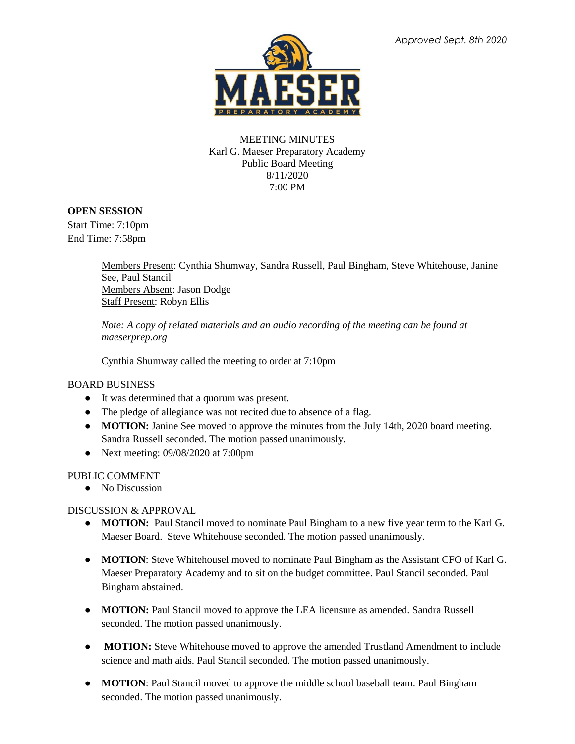*Approved Sept. 8th 2020*

MEETING MINUTES
Karl G. Maeser Preparatory Academy
Public Board Meeting
8/11/2020
7:00 PM

**OPEN SESSION**

Start Time: 7:10pm
End Time: 7:58pm

Members Present: Cynthia Shumway, Sandra Russell, Paul Bingham, Steve Whitehouse, Janine See, Paul Stancil
Members Absent: Jason Dodge
Staff Present: Robyn Ellis

*Note: A copy of related materials and an audio recording of the meeting can be found at maeserprep.org*

Cynthia Shumway called the meeting to order at 7:10pm

BOARD BUSINESS

- It was determined that a quorum was present.
- The pledge of allegiance was not recited due to absence of a flag.
- **MOTION:** Janine See moved to approve the minutes from the July 14th, 2020 board meeting. Sandra Russell seconded. The motion passed unanimously.
- Next meeting: 09/08/2020 at 7:00pm

PUBLIC COMMENT

- No Discussion

DISCUSSION & APPROVAL

- **MOTION:** Paul Stancil moved to nominate Paul Bingham to a new five year term to the Karl G. Maeser Board. Steve Whitehouse seconded. The motion passed unanimously.
- **MOTION**: Steve Whitehousel moved to nominate Paul Bingham as the Assistant CFO of Karl G. Maeser Preparatory Academy and to sit on the budget committee. Paul Stancil seconded. Paul Bingham abstained.
- **MOTION:** Paul Stancil moved to approve the LEA licensure as amended. Sandra Russell seconded. The motion passed unanimously.
- **MOTION:** Steve Whitehouse moved to approve the amended Trustland Amendment to include science and math aids. Paul Stancil seconded. The motion passed unanimously.
- **MOTION**: Paul Stancil moved to approve the middle school baseball team. Paul Bingham seconded. The motion passed unanimously.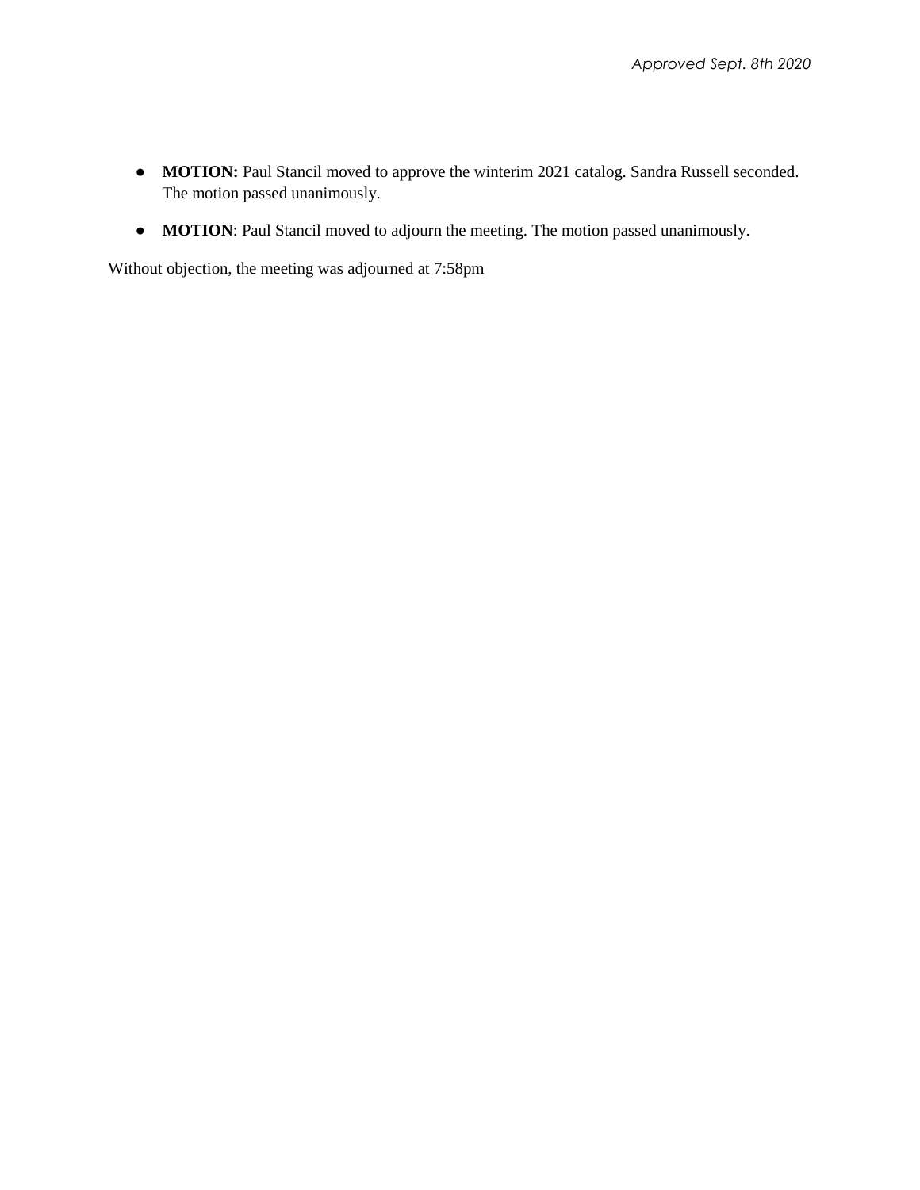- **MOTION:** Paul Stancil moved to approve the winterim 2021 catalog. Sandra Russell seconded. The motion passed unanimously.
- **MOTION**: Paul Stancil moved to adjourn the meeting. The motion passed unanimously.

Without objection, the meeting was adjourned at 7:58pm